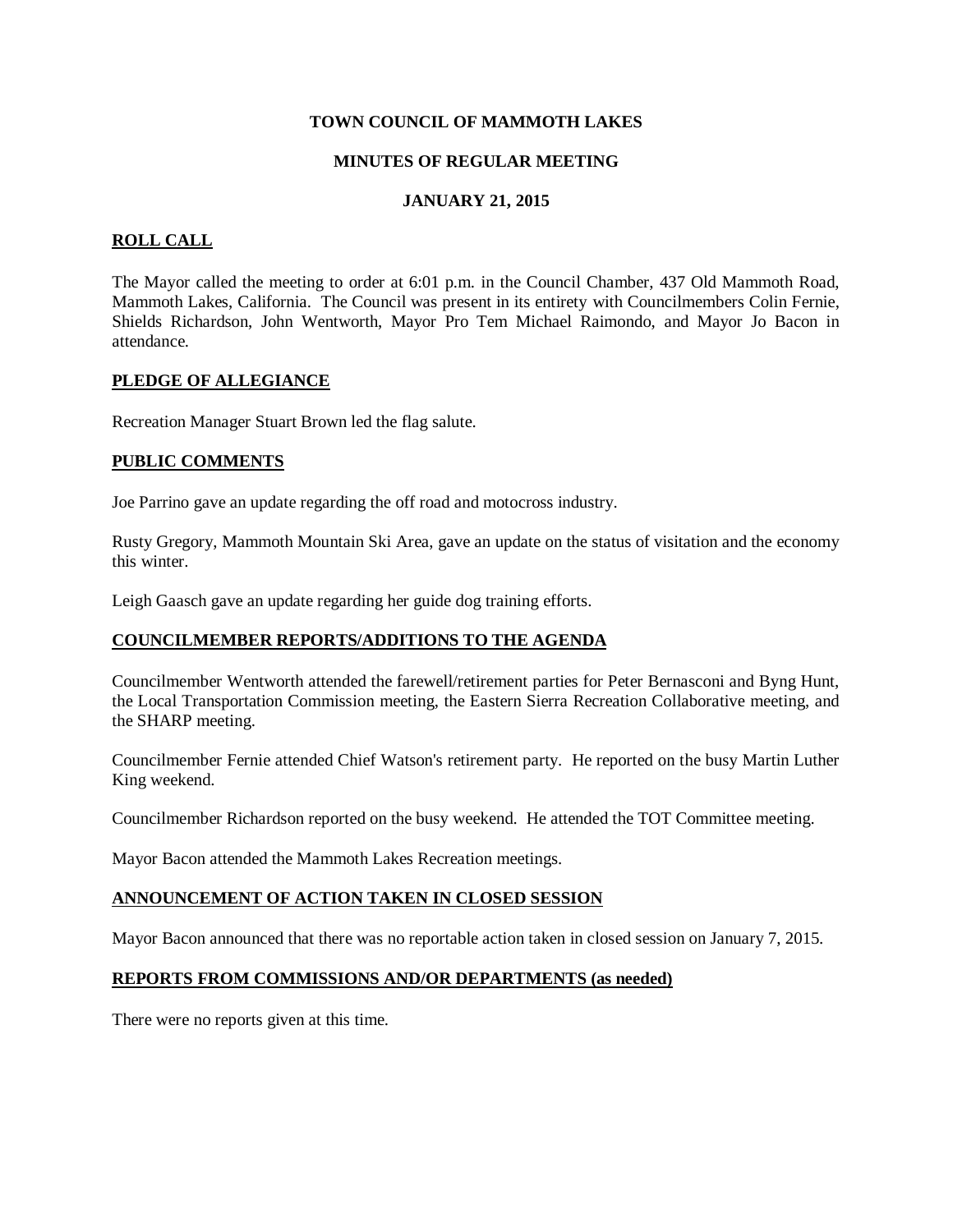# TOWN COUNCIL OF MAMMOTH LAKES

## MINUTES OF REGULAR MEETING

## JANUARY 21, 2015

### ROLL CALL

The Mayor called the meeting to order at 6:01 p.m. in the Council Chamber, 437 Old Mammoth Road, Mammoth Lakes, California. The Council was present in its entirety with Councilmembers Colin Fernie, Shields Richardson, John Wentworth, Mayor Pro Tem Michael Raimondo, and Mayor Jo Bacon in attendance.

### PLEDGE OF ALLEGIANCE

Recreation Manager Stuart Brown led the flag salute.

### PUBLIC COMMENTS

Joe Parrino gave an update regarding the off road and motocross industry.

Rusty Gregory, Mammoth Mountain Ski Area, gave an update on the status of visitation and the economy this winter.

Leigh Gaasch gave an update regarding her guide dog training efforts.

### COUNCILMEMBER REPORTS/ADDITIONS TO THE AGENDA

Councilmember Wentworth attended the farewell/retirement parties for Peter Bernasconi and Byng Hunt, the Local Transportation Commission meeting, the Eastern Sierra Recreation Collaborative meeting, and the SHARP meeting.

Councilmember Fernie attended Chief Watson's retirement party. He reported on the busy Martin Luther King weekend.

Councilmember Richardson reported on the busy weekend. He attended the TOT Committee meeting.

Mayor Bacon attended the Mammoth Lakes Recreation meetings.

### ANNOUNCEMENT OF ACTION TAKEN IN CLOSED SESSION

Mayor Bacon announced that there was no reportable action taken in closed session on January 7, 2015.

### REPORTS FROM COMMISSIONS AND/OR DEPARTMENTS (as needed)

There were no reports given at this time.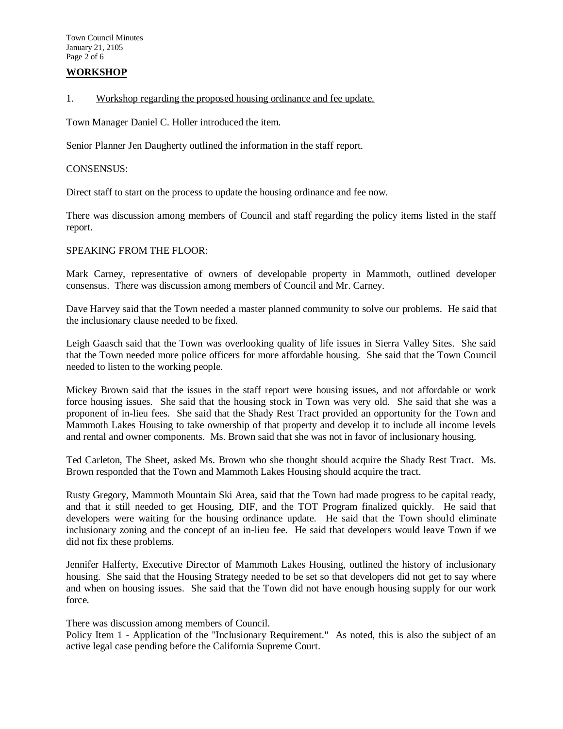## WORKSHOP

1. Workshop regarding the proposed housing ordinance and fee update.

Town Manager Daniel C. Holler introduced the item.

Senior Planner Jen Daugherty outlined the information in the staff report.

CONSENSUS:

Direct staff to start on the process to update the housing ordinance and fee now.

There was discussion among members of Council and staff regarding the policy items listed in the staff report.

SPEAKING FROM THE FLOOR:

Mark Carney, representative of owners of developable property in Mammoth, outlined developer consensus. There was discussion among members of Council and Mr. Carney.

Dave Harvey said that the Town needed a master planned community to solve our problems. He said that the inclusionary clause needed to be fixed.

Leigh Gaasch said that the Town was overlooking quality of life issues in Sierra Valley Sites. She said that the Town needed more police officers for more affordable housing. She said that the Town Council needed to listen to the working people.

Mickey Brown said that the issues in the staff report were housing issues, and not affordable or work force housing issues. She said that the housing stock in Town was very old. She said that she was a proponent of in-lieu fees. She said that the Shady Rest Tract provided an opportunity for the Town and Mammoth Lakes Housing to take ownership of that property and develop it to include all income levels and rental and owner components. Ms. Brown said that she was not in favor of inclusionary housing.

Ted Carleton, The Sheet, asked Ms. Brown who she thought should acquire the Shady Rest Tract. Ms. Brown responded that the Town and Mammoth Lakes Housing should acquire the tract.

Rusty Gregory, Mammoth Mountain Ski Area, said that the Town had made progress to be capital ready, and that it still needed to get Housing, DIF, and the TOT Program finalized quickly. He said that developers were waiting for the housing ordinance update. He said that the Town should eliminate inclusionary zoning and the concept of an in-lieu fee. He said that developers would leave Town if we did not fix these problems.

Jennifer Halferty, Executive Director of Mammoth Lakes Housing, outlined the history of inclusionary housing. She said that the Housing Strategy needed to be set so that developers did not get to say where and when on housing issues. She said that the Town did not have enough housing supply for our work force.

There was discussion among members of Council.
Policy Item 1 - Application of the "Inclusionary Requirement." As noted, this is also the subject of an active legal case pending before the California Supreme Court.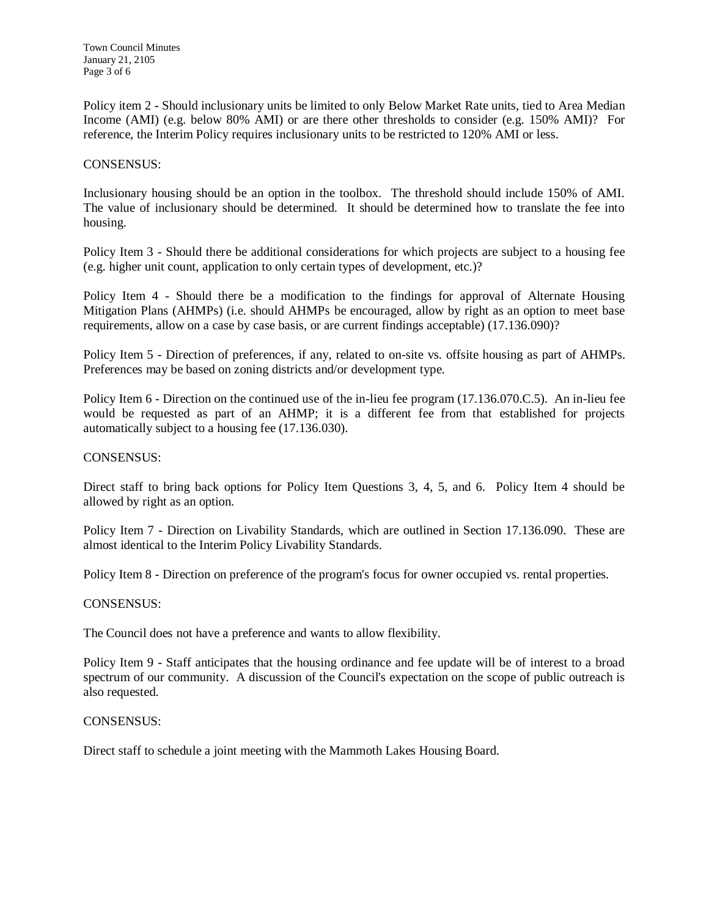Policy item 2 - Should inclusionary units be limited to only Below Market Rate units, tied to Area Median Income (AMI) (e.g. below 80% AMI) or are there other thresholds to consider (e.g. 150% AMI)? For reference, the Interim Policy requires inclusionary units to be restricted to 120% AMI or less.

CONSENSUS:

Inclusionary housing should be an option in the toolbox. The threshold should include 150% of AMI. The value of inclusionary should be determined. It should be determined how to translate the fee into housing.

Policy Item 3 - Should there be additional considerations for which projects are subject to a housing fee (e.g. higher unit count, application to only certain types of development, etc.)?

Policy Item 4 - Should there be a modification to the findings for approval of Alternate Housing Mitigation Plans (AHMPs) (i.e. should AHMPs be encouraged, allow by right as an option to meet base requirements, allow on a case by case basis, or are current findings acceptable) (17.136.090)?

Policy Item 5 - Direction of preferences, if any, related to on-site vs. offsite housing as part of AHMPs. Preferences may be based on zoning districts and/or development type.

Policy Item 6 - Direction on the continued use of the in-lieu fee program (17.136.070.C.5). An in-lieu fee would be requested as part of an AHMP; it is a different fee from that established for projects automatically subject to a housing fee (17.136.030).

CONSENSUS:

Direct staff to bring back options for Policy Item Questions 3, 4, 5, and 6. Policy Item 4 should be allowed by right as an option.

Policy Item 7 - Direction on Livability Standards, which are outlined in Section 17.136.090. These are almost identical to the Interim Policy Livability Standards.

Policy Item 8 - Direction on preference of the program's focus for owner occupied vs. rental properties.

CONSENSUS:

The Council does not have a preference and wants to allow flexibility.

Policy Item 9 - Staff anticipates that the housing ordinance and fee update will be of interest to a broad spectrum of our community. A discussion of the Council's expectation on the scope of public outreach is also requested.

CONSENSUS:

Direct staff to schedule a joint meeting with the Mammoth Lakes Housing Board.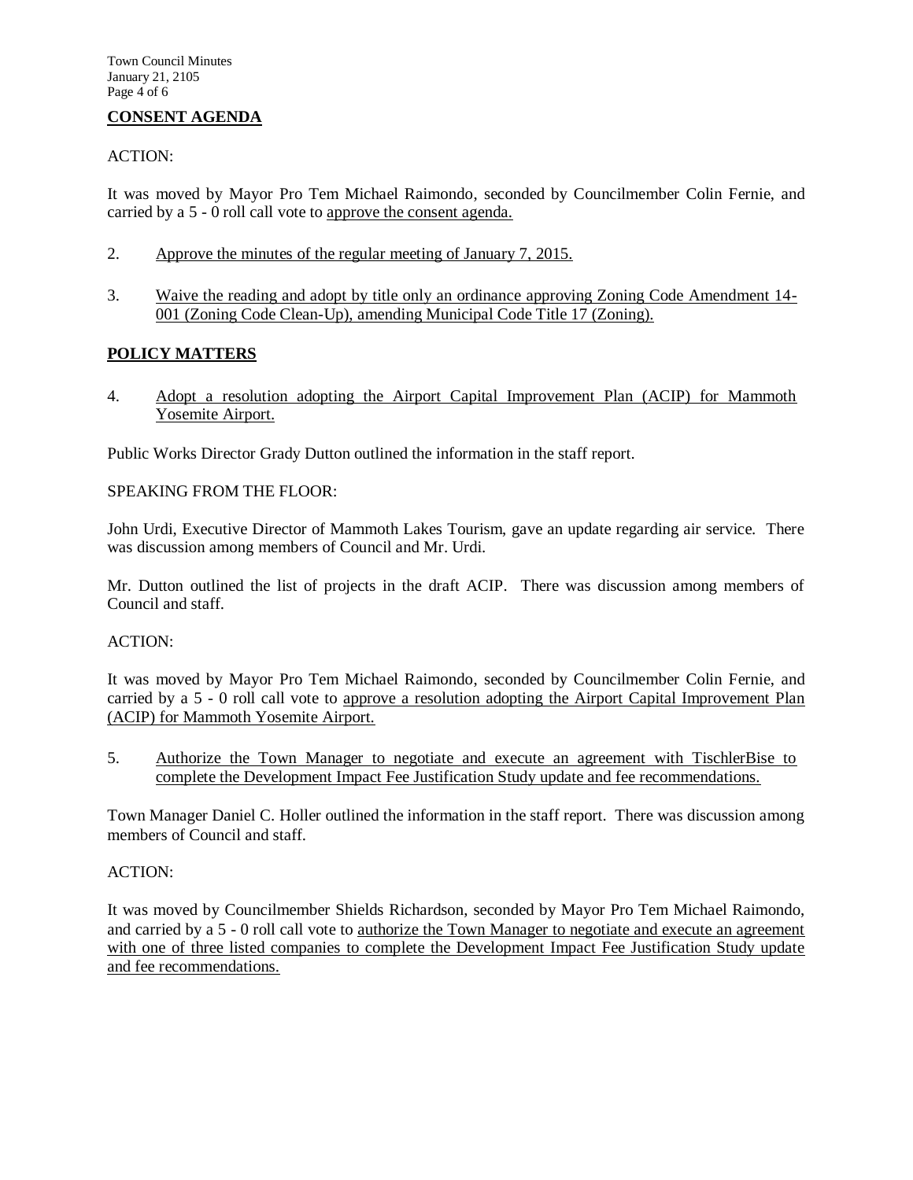**CONSENT AGENDA**

ACTION:

It was moved by Mayor Pro Tem Michael Raimondo, seconded by Councilmember Colin Fernie, and carried by a 5 - 0 roll call vote to approve the consent agenda.

2. Approve the minutes of the regular meeting of January 7, 2015.

3. Waive the reading and adopt by title only an ordinance approving Zoning Code Amendment 14-001 (Zoning Code Clean-Up), amending Municipal Code Title 17 (Zoning).

**POLICY MATTERS**

4. Adopt a resolution adopting the Airport Capital Improvement Plan (ACIP) for Mammoth Yosemite Airport.

Public Works Director Grady Dutton outlined the information in the staff report.

SPEAKING FROM THE FLOOR:

John Urdi, Executive Director of Mammoth Lakes Tourism, gave an update regarding air service. There was discussion among members of Council and Mr. Urdi.

Mr. Dutton outlined the list of projects in the draft ACIP. There was discussion among members of Council and staff.

ACTION:

It was moved by Mayor Pro Tem Michael Raimondo, seconded by Councilmember Colin Fernie, and carried by a 5 - 0 roll call vote to approve a resolution adopting the Airport Capital Improvement Plan (ACIP) for Mammoth Yosemite Airport.

5. Authorize the Town Manager to negotiate and execute an agreement with TischlerBise to complete the Development Impact Fee Justification Study update and fee recommendations.

Town Manager Daniel C. Holler outlined the information in the staff report. There was discussion among members of Council and staff.

ACTION:

It was moved by Councilmember Shields Richardson, seconded by Mayor Pro Tem Michael Raimondo, and carried by a 5 - 0 roll call vote to authorize the Town Manager to negotiate and execute an agreement with one of three listed companies to complete the Development Impact Fee Justification Study update and fee recommendations.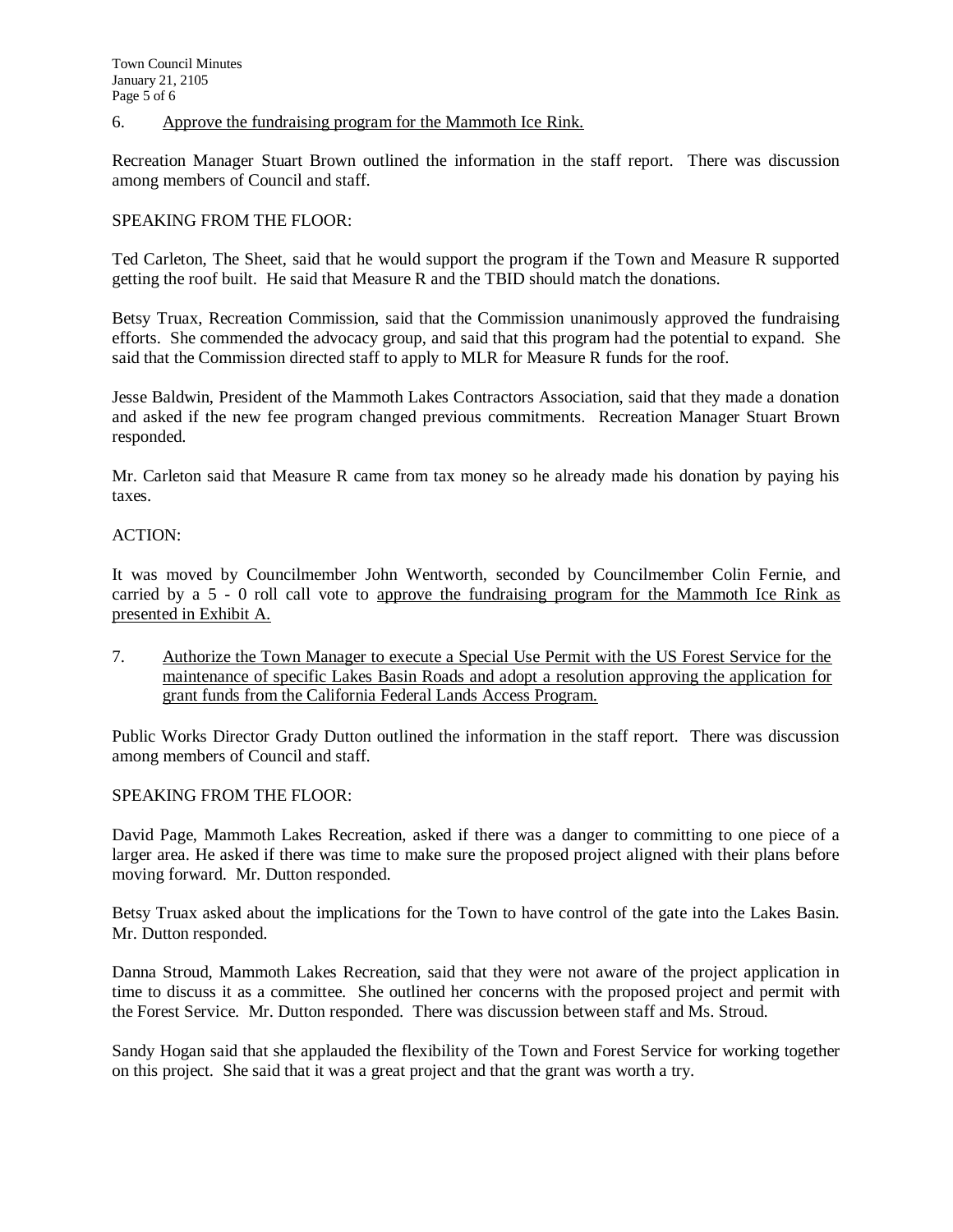6. Approve the fundraising program for the Mammoth Ice Rink.

Recreation Manager Stuart Brown outlined the information in the staff report. There was discussion among members of Council and staff.

SPEAKING FROM THE FLOOR:

Ted Carleton, The Sheet, said that he would support the program if the Town and Measure R supported getting the roof built. He said that Measure R and the TBID should match the donations.

Betsy Truax, Recreation Commission, said that the Commission unanimously approved the fundraising efforts. She commended the advocacy group, and said that this program had the potential to expand. She said that the Commission directed staff to apply to MLR for Measure R funds for the roof.

Jesse Baldwin, President of the Mammoth Lakes Contractors Association, said that they made a donation and asked if the new fee program changed previous commitments. Recreation Manager Stuart Brown responded.

Mr. Carleton said that Measure R came from tax money so he already made his donation by paying his taxes.

ACTION:

It was moved by Councilmember John Wentworth, seconded by Councilmember Colin Fernie, and carried by a 5 - 0 roll call vote to approve the fundraising program for the Mammoth Ice Rink as presented in Exhibit A.

7. Authorize the Town Manager to execute a Special Use Permit with the US Forest Service for the maintenance of specific Lakes Basin Roads and adopt a resolution approving the application for grant funds from the California Federal Lands Access Program.

Public Works Director Grady Dutton outlined the information in the staff report. There was discussion among members of Council and staff.

SPEAKING FROM THE FLOOR:

David Page, Mammoth Lakes Recreation, asked if there was a danger to committing to one piece of a larger area. He asked if there was time to make sure the proposed project aligned with their plans before moving forward. Mr. Dutton responded.

Betsy Truax asked about the implications for the Town to have control of the gate into the Lakes Basin. Mr. Dutton responded.

Danna Stroud, Mammoth Lakes Recreation, said that they were not aware of the project application in time to discuss it as a committee. She outlined her concerns with the proposed project and permit with the Forest Service. Mr. Dutton responded. There was discussion between staff and Ms. Stroud.

Sandy Hogan said that she applauded the flexibility of the Town and Forest Service for working together on this project. She said that it was a great project and that the grant was worth a try.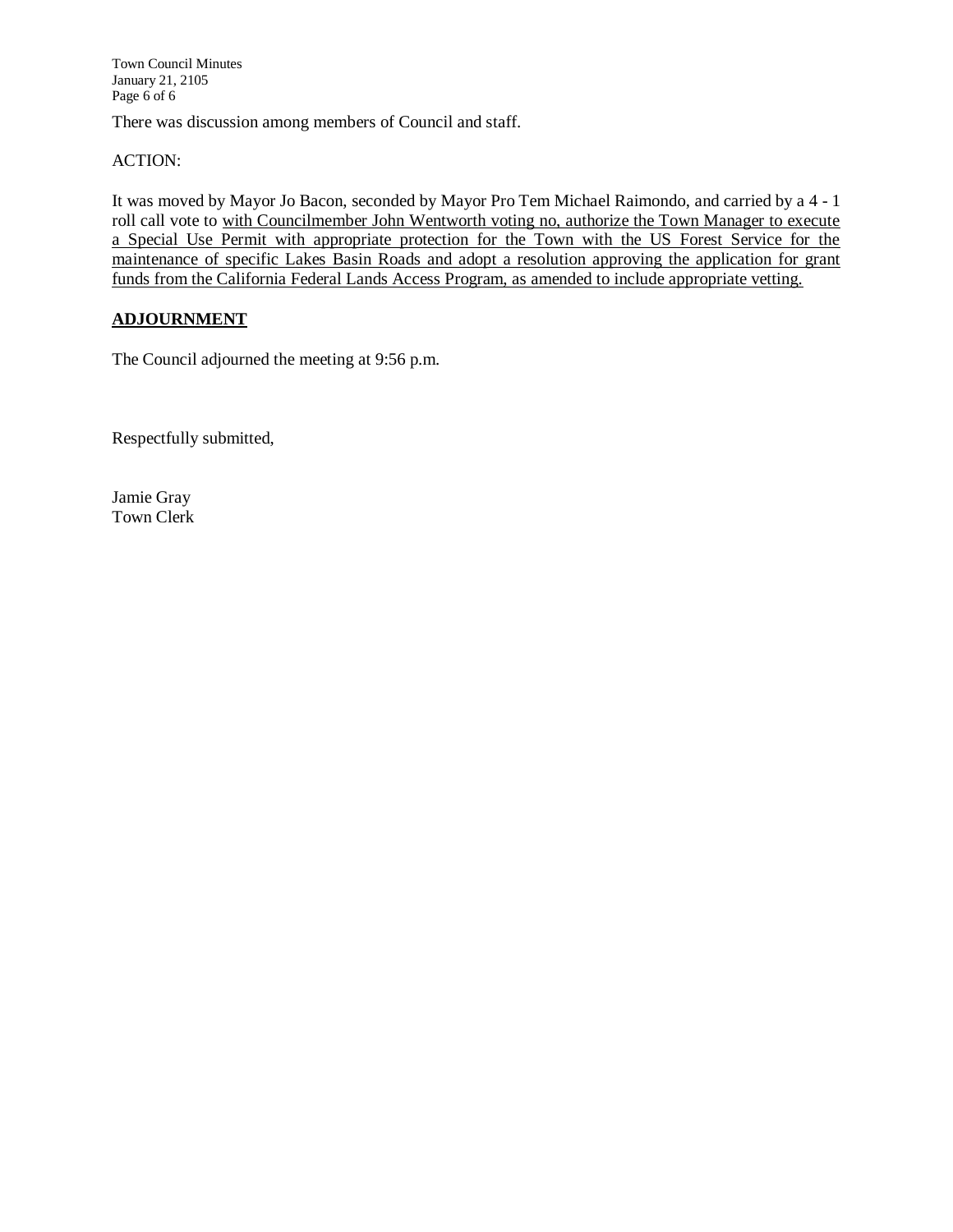There was discussion among members of Council and staff.

ACTION:

It was moved by Mayor Jo Bacon, seconded by Mayor Pro Tem Michael Raimondo, and carried by a 4 - 1 roll call vote to <u>with Councilmember John Wentworth voting no, authorize the Town Manager to execute a Special Use Permit with appropriate protection for the Town with the US Forest Service for the maintenance of specific Lakes Basin Roads and adopt a resolution approving the application for grant funds from the California Federal Lands Access Program, as amended to include appropriate vetting.</u>

## <u>ADJOURNMENT</u>

The Council adjourned the meeting at 9:56 p.m.

Respectfully submitted,

Jamie Gray
Town Clerk